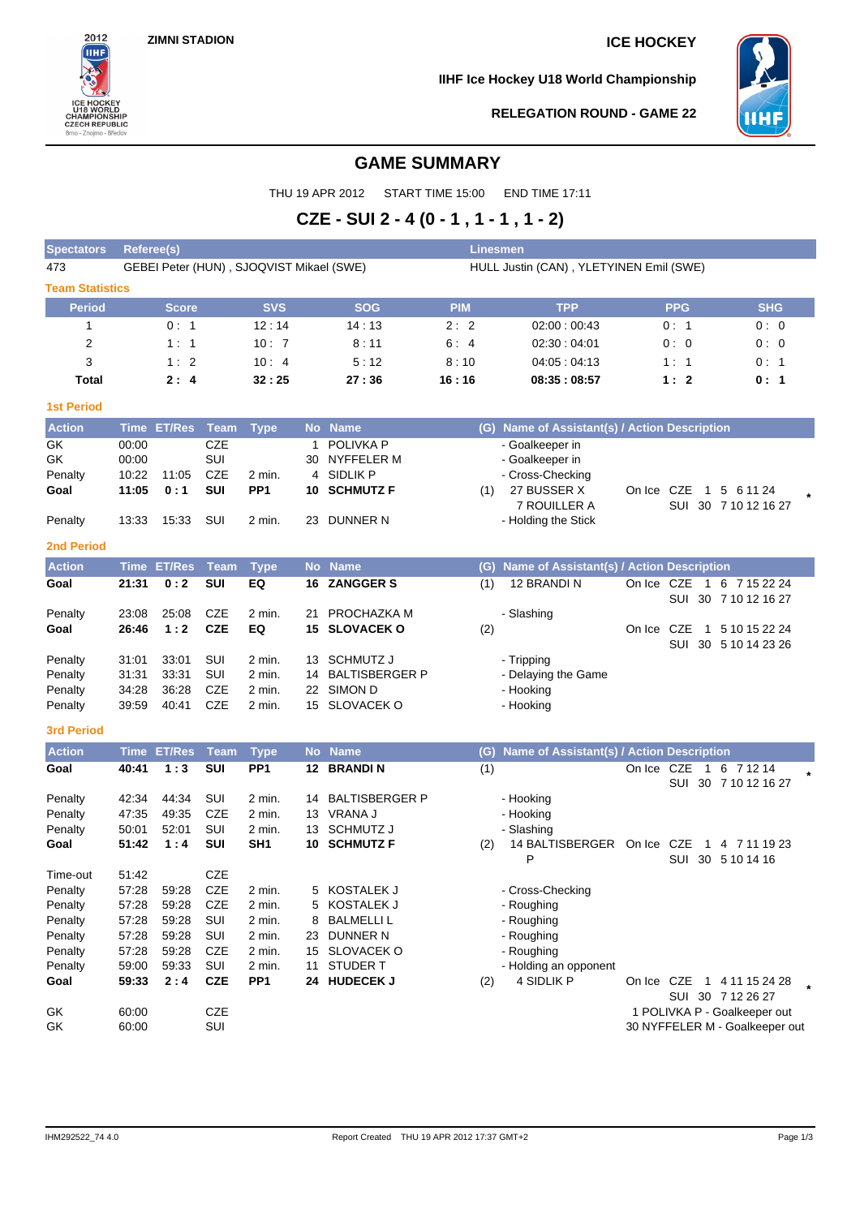ZIMNI STADION

ICE HOCKEY

IIHF Ice Hockey U18 World Championship

RELEGATION ROUND - GAME 22

# GAME SUMMARY

THU 19 APR 2012 START TIME 15:00 END TIME 17:11

## CZE - SUI 2 - 4 (0 - 1 , 1 - 1 , 1 - 2)

| Spectators | Referee(s) | Linesmen |
|---|---|---|
| 473 | GEBEI Peter (HUN) , SJOQVIST Mikael (SWE) | HULL Justin (CAN) , YLETYINEN Emil (SWE) |

### Team Statistics

| Period | Score | SVS | SOG | PIM | TPP | PPG | SHG |
|---|---|---|---|---|---|---|---|
| 1 | 0 : 1 | 12 : 14 | 14 : 13 | 2 : 2 | 02:00 : 00:43 | 0 : 1 | 0 : 0 |
| 2 | 1 : 1 | 10 : 7 | 8 : 11 | 6 : 4 | 02:30 : 04:01 | 0 : 0 | 0 : 0 |
| 3 | 1 : 2 | 10 : 4 | 5 : 12 | 8 : 10 | 04:05 : 04:13 | 1 : 1 | 0 : 1 |
| **Total** | **2 : 4** | **32 : 25** | **27 : 36** | **16 : 16** | **08:35 : 08:57** | **1 : 2** | **0 : 1** |

### 1st Period

| Action | Time | ET/Res | Team | Type | No | Name | (G) | Name of Assistant(s) / Action Description | On Ice |
|---|---|---|---|---|---|---|---|---|---|
| GK | 00:00 | | CZE | | 1 | POLIVKA P | | - Goalkeeper in | |
| GK | 00:00 | | SUI | | 30 | NYFFELER M | | - Goalkeeper in | |
| Penalty | 10:22 | 11:05 | CZE | 2 min. | 4 | SIDLIK P | | - Cross-Checking | |
| **Goal** | **11:05** | **0 : 1** | **SUI** | **PP1** | **10** | **SCHMUTZ F** | (1) | 27 BUSSER X, 7 ROUILLER A | CZE 1 5 6 11 24; SUI 30 7 10 12 16 27 * |
| Penalty | 13:33 | 15:33 | SUI | 2 min. | 23 | DUNNER N | | - Holding the Stick | |

### 2nd Period

| Action | Time | ET/Res | Team | Type | No | Name | (G) | Name of Assistant(s) / Action Description | On Ice |
|---|---|---|---|---|---|---|---|---|---|
| **Goal** | **21:31** | **0 : 2** | **SUI** | **EQ** | **16** | **ZANGGER S** | (1) | 12 BRANDI N | CZE 1 6 7 15 22 24; SUI 30 7 10 12 16 27 |
| Penalty | 23:08 | 25:08 | CZE | 2 min. | 21 | PROCHAZKA M | | - Slashing | |
| **Goal** | **26:46** | **1 : 2** | **CZE** | **EQ** | **15** | **SLOVACEK O** | (2) | | CZE 1 5 10 15 22 24; SUI 30 5 10 14 23 26 |
| Penalty | 31:01 | 33:01 | SUI | 2 min. | 13 | SCHMUTZ J | | - Tripping | |
| Penalty | 31:31 | 33:31 | SUI | 2 min. | 14 | BALTISBERGER P | | - Delaying the Game | |
| Penalty | 34:28 | 36:28 | CZE | 2 min. | 22 | SIMON D | | - Hooking | |
| Penalty | 39:59 | 40:41 | CZE | 2 min. | 15 | SLOVACEK O | | - Hooking | |

### 3rd Period

| Action | Time | ET/Res | Team | Type | No | Name | (G) | Name of Assistant(s) / Action Description | On Ice |
|---|---|---|---|---|---|---|---|---|---|
| **Goal** | **40:41** | **1 : 3** | **SUI** | **PP1** | **12** | **BRANDI N** | (1) | | CZE 1 6 7 12 14; SUI 30 7 10 12 16 27 * |
| Penalty | 42:34 | 44:34 | SUI | 2 min. | 14 | BALTISBERGER P | | - Hooking | |
| Penalty | 47:35 | 49:35 | CZE | 2 min. | 13 | VRANA J | | - Hooking | |
| Penalty | 50:01 | 52:01 | SUI | 2 min. | 13 | SCHMUTZ J | | - Slashing | |
| **Goal** | **51:42** | **1 : 4** | **SUI** | **SH1** | **10** | **SCHMUTZ F** | (2) | 14 BALTISBERGER P | CZE 1 4 7 11 19 23; SUI 30 5 10 14 16 |
| Time-out | 51:42 | | CZE | | | | | | |
| Penalty | 57:28 | 59:28 | CZE | 2 min. | 5 | KOSTALEK J | | - Cross-Checking | |
| Penalty | 57:28 | 59:28 | CZE | 2 min. | 5 | KOSTALEK J | | - Roughing | |
| Penalty | 57:28 | 59:28 | SUI | 2 min. | 8 | BALMELLI L | | - Roughing | |
| Penalty | 57:28 | 59:28 | SUI | 2 min. | 23 | DUNNER N | | - Roughing | |
| Penalty | 57:28 | 59:28 | CZE | 2 min. | 15 | SLOVACEK O | | - Roughing | |
| Penalty | 59:00 | 59:33 | SUI | 2 min. | 11 | STUDER T | | - Holding an opponent | |
| **Goal** | **59:33** | **2 : 4** | **CZE** | **PP1** | **24** | **HUDECEK J** | (2) | 4 SIDLIK P | CZE 1 4 11 15 24 28; SUI 30 7 12 26 27 * |
| GK | 60:00 | | CZE | | | | | 1 POLIVKA P - Goalkeeper out | |
| GK | 60:00 | | SUI | | | | | 30 NYFFELER M - Goalkeeper out | |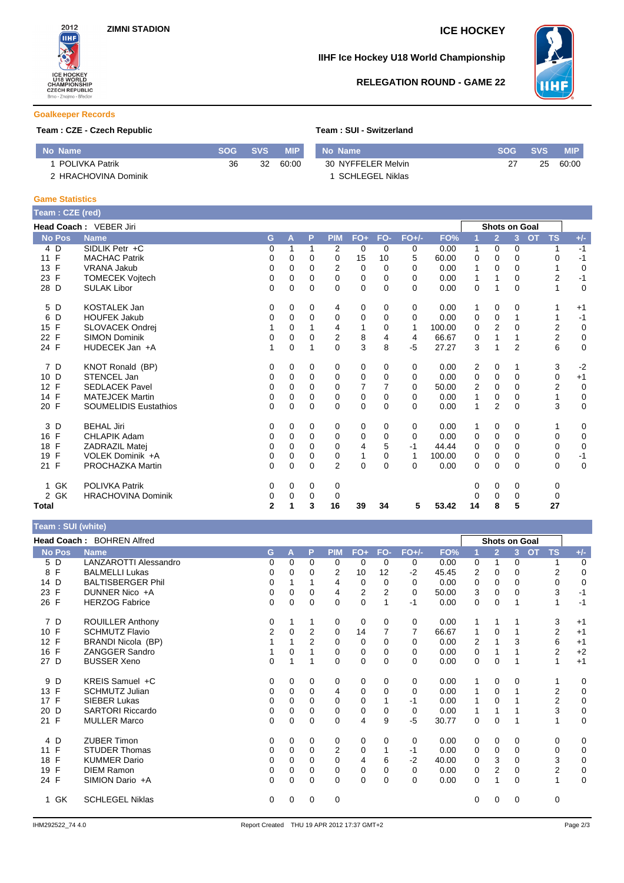ZIMNI STADION

ICE HOCKEY

IIHF Ice Hockey U18 World Championship

RELEGATION ROUND - GAME 22

## Goalkeeper Records

**Team : CZE - Czech Republic**

| No | Name | SOG | SVS | MIP |
|---|---|---|---|---|
| 1 | POLIVKA Patrik | 36 | 32 | 60:00 |
| 2 | HRACHOVINA Dominik | | | |

**Team : SUI - Switzerland**

| No | Name | SOG | SVS | MIP |
|---|---|---|---|---|
| 30 | NYFFELER Melvin | 27 | 25 | 60:00 |
| 1 | SCHLEGEL Niklas | | | |

## Game Statistics

**Team : CZE (red)**

**Head Coach :** VEBER Jiri

| No | Pos | Name | G | A | P | PIM | FO+ | FO- | FO+/- | FO% | Shots on Goal 1 | 2 | 3 | OT | TS | +/- |
|---|---|---|---|---|---|---|---|---|---|---|---|---|---|---|---|---|
| 4 | D | SIDLIK Petr +C | 0 | 1 | 1 | 2 | 0 | 0 | 0 | 0.00 | 1 | 0 | 0 | | 1 | -1 |
| 11 | F | MACHAC Patrik | 0 | 0 | 0 | 0 | 15 | 10 | 5 | 60.00 | 0 | 0 | 0 | | 0 | -1 |
| 13 | F | VRANA Jakub | 0 | 0 | 0 | 2 | 0 | 0 | 0 | 0.00 | 1 | 0 | 0 | | 1 | 0 |
| 23 | F | TOMECEK Vojtech | 0 | 0 | 0 | 0 | 0 | 0 | 0 | 0.00 | 1 | 1 | 0 | | 2 | -1 |
| 28 | D | SULAK Libor | 0 | 0 | 0 | 0 | 0 | 0 | 0 | 0.00 | 0 | 1 | 0 | | 1 | 0 |
| 5 | D | KOSTALEK Jan | 0 | 0 | 0 | 4 | 0 | 0 | 0 | 0.00 | 1 | 0 | 0 | | 1 | +1 |
| 6 | D | HOUFEK Jakub | 0 | 0 | 0 | 0 | 0 | 0 | 0 | 0.00 | 0 | 0 | 1 | | 1 | -1 |
| 15 | F | SLOVACEK Ondrej | 1 | 0 | 1 | 4 | 1 | 0 | 1 | 100.00 | 0 | 2 | 0 | | 2 | 0 |
| 22 | F | SIMON Dominik | 0 | 0 | 0 | 2 | 8 | 4 | 4 | 66.67 | 0 | 1 | 1 | | 2 | 0 |
| 24 | F | HUDECEK Jan +A | 1 | 0 | 1 | 0 | 3 | 8 | -5 | 27.27 | 3 | 1 | 2 | | 6 | 0 |
| 7 | D | KNOT Ronald (BP) | 0 | 0 | 0 | 0 | 0 | 0 | 0 | 0.00 | 2 | 0 | 1 | | 3 | -2 |
| 10 | D | STENCEL Jan | 0 | 0 | 0 | 0 | 0 | 0 | 0 | 0.00 | 0 | 0 | 0 | | 0 | +1 |
| 12 | F | SEDLACEK Pavel | 0 | 0 | 0 | 0 | 7 | 7 | 0 | 50.00 | 2 | 0 | 0 | | 2 | 0 |
| 14 | F | MATEJCEK Martin | 0 | 0 | 0 | 0 | 0 | 0 | 0 | 0.00 | 1 | 0 | 0 | | 1 | 0 |
| 20 | F | SOUMELIDIS Eustathios | 0 | 0 | 0 | 0 | 0 | 0 | 0 | 0.00 | 1 | 2 | 0 | | 3 | 0 |
| 3 | D | BEHAL Jiri | 0 | 0 | 0 | 0 | 0 | 0 | 0 | 0.00 | 1 | 0 | 0 | | 1 | 0 |
| 16 | F | CHLAPIK Adam | 0 | 0 | 0 | 0 | 0 | 0 | 0 | 0.00 | 0 | 0 | 0 | | 0 | 0 |
| 18 | F | ZADRAZIL Matej | 0 | 0 | 0 | 0 | 4 | 5 | -1 | 44.44 | 0 | 0 | 0 | | 0 | 0 |
| 19 | F | VOLEK Dominik +A | 0 | 0 | 0 | 0 | 1 | 0 | 1 | 100.00 | 0 | 0 | 0 | | 0 | -1 |
| 21 | F | PROCHAZKA Martin | 0 | 0 | 0 | 2 | 0 | 0 | 0 | 0.00 | 0 | 0 | 0 | | 0 | 0 |
| 1 | GK | POLIVKA Patrik | 0 | 0 | 0 | 0 | | | | | 0 | 0 | 0 | | 0 | |
| 2 | GK | HRACHOVINA Dominik | 0 | 0 | 0 | 0 | | | | | 0 | 0 | 0 | | 0 | |
| **Total** | | | **2** | **1** | **3** | **16** | **39** | **34** | **5** | **53.42** | **14** | **8** | **5** | | **27** | |

**Team : SUI (white)**

**Head Coach :** BOHREN Alfred

| No | Pos | Name | G | A | P | PIM | FO+ | FO- | FO+/- | FO% | Shots on Goal 1 | 2 | 3 | OT | TS | +/- |
|---|---|---|---|---|---|---|---|---|---|---|---|---|---|---|---|---|
| 5 | D | LANZAROTTI Alessandro | 0 | 0 | 0 | 0 | 0 | 0 | 0 | 0.00 | 0 | 1 | 0 | | 1 | 0 |
| 8 | F | BALMELLI Lukas | 0 | 0 | 0 | 2 | 10 | 12 | -2 | 45.45 | 2 | 0 | 0 | | 2 | 0 |
| 14 | D | BALTISBERGER Phil | 0 | 1 | 1 | 4 | 0 | 0 | 0 | 0.00 | 0 | 0 | 0 | | 0 | 0 |
| 23 | F | DUNNER Nico +A | 0 | 0 | 0 | 4 | 2 | 2 | 0 | 50.00 | 3 | 0 | 0 | | 3 | -1 |
| 26 | F | HERZOG Fabrice | 0 | 0 | 0 | 0 | 0 | 1 | -1 | 0.00 | 0 | 0 | 1 | | 1 | -1 |
| 7 | D | ROUILLER Anthony | 0 | 1 | 1 | 0 | 0 | 0 | 0 | 0.00 | 1 | 1 | 1 | | 3 | +1 |
| 10 | F | SCHMUTZ Flavio | 2 | 0 | 2 | 0 | 14 | 7 | 7 | 66.67 | 1 | 0 | 1 | | 2 | +1 |
| 12 | F | BRANDI Nicola (BP) | 1 | 1 | 2 | 0 | 0 | 0 | 0 | 0.00 | 2 | 1 | 3 | | 6 | +1 |
| 16 | F | ZANGGER Sandro | 1 | 0 | 1 | 0 | 0 | 0 | 0 | 0.00 | 0 | 1 | 1 | | 2 | +2 |
| 27 | D | BUSSER Xeno | 0 | 1 | 1 | 0 | 0 | 0 | 0 | 0.00 | 0 | 0 | 1 | | 1 | +1 |
| 9 | D | KREIS Samuel +C | 0 | 0 | 0 | 0 | 0 | 0 | 0 | 0.00 | 1 | 0 | 0 | | 1 | 0 |
| 13 | F | SCHMUTZ Julian | 0 | 0 | 0 | 4 | 0 | 0 | 0 | 0.00 | 1 | 0 | 1 | | 2 | 0 |
| 17 | F | SIEBER Lukas | 0 | 0 | 0 | 0 | 0 | 1 | -1 | 0.00 | 1 | 0 | 1 | | 2 | 0 |
| 20 | D | SARTORI Riccardo | 0 | 0 | 0 | 0 | 0 | 0 | 0 | 0.00 | 1 | 1 | 1 | | 3 | 0 |
| 21 | F | MULLER Marco | 0 | 0 | 0 | 0 | 4 | 9 | -5 | 30.77 | 0 | 0 | 1 | | 1 | 0 |
| 4 | D | ZUBER Timon | 0 | 0 | 0 | 0 | 0 | 0 | 0 | 0.00 | 0 | 0 | 0 | | 0 | 0 |
| 11 | F | STUDER Thomas | 0 | 0 | 0 | 2 | 0 | 1 | -1 | 0.00 | 0 | 0 | 0 | | 0 | 0 |
| 18 | F | KUMMER Dario | 0 | 0 | 0 | 0 | 4 | 6 | -2 | 40.00 | 0 | 3 | 0 | | 3 | 0 |
| 19 | F | DIEM Ramon | 0 | 0 | 0 | 0 | 0 | 0 | 0 | 0.00 | 0 | 2 | 0 | | 2 | 0 |
| 24 | F | SIMION Dario +A | 0 | 0 | 0 | 0 | 0 | 0 | 0 | 0.00 | 0 | 1 | 0 | | 1 | 0 |
| 1 | GK | SCHLEGEL Niklas | 0 | 0 | 0 | 0 | | | | | 0 | 0 | 0 | | 0 | |

IHM292522_74 4.0 Report Created THU 19 APR 2012 17:37 GMT+2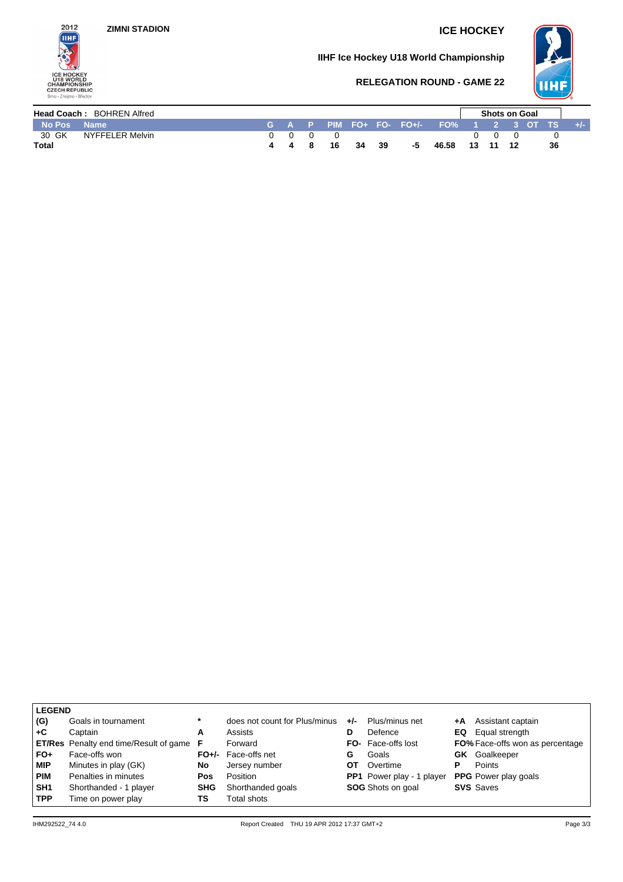**ZIMNI STADION**

**ICE HOCKEY**

**IIHF Ice Hockey U18 World Championship**

**RELEGATION ROUND - GAME 22**

**Head Coach :** BOHREN Alfred

| No | Pos | Name | G | A | P | PIM | FO+ | FO- | FO+/- | FO% | Shots on Goal 1 | 2 | 3 | OT | TS | +/- |
|---|---|---|---|---|---|---|---|---|---|---|---|---|---|---|---|---|
| 30 | GK | NYFFELER Melvin | 0 | 0 | 0 | 0 | | | | | 0 | 0 | 0 | | 0 | |
| **Total** | | | **4** | **4** | **8** | **16** | **34** | **39** | **-5** | **46.58** | **13** | **11** | **12** | | **36** | |

**LEGEND**

| | | | | | | | |
|---|---|---|---|---|---|---|---|
| **(G)** | Goals in tournament | **\*** | does not count for Plus/minus | **+/-** | Plus/minus net | **+A** | Assistant captain |
| **+C** | Captain | **A** | Assists | **D** | Defence | **EQ** | Equal strength |
| **ET/Res** | Penalty end time/Result of game | **F** | Forward | **FO-** | Face-offs lost | **FO%** | Face-offs won as percentage |
| **FO+** | Face-offs won | **FO+/-** | Face-offs net | **G** | Goals | **GK** | Goalkeeper |
| **MIP** | Minutes in play (GK) | **No** | Jersey number | **OT** | Overtime | **P** | Points |
| **PIM** | Penalties in minutes | **Pos** | Position | **PP1** | Power play - 1 player | **PPG** | Power play goals |
| **SH1** | Shorthanded - 1 player | **SHG** | Shorthanded goals | **SOG** | Shots on goal | **SVS** | Saves |
| **TPP** | Time on power play | **TS** | Total shots | | | | |

IHM292522_74 4.0 Report Created THU 19 APR 2012 17:37 GMT+2